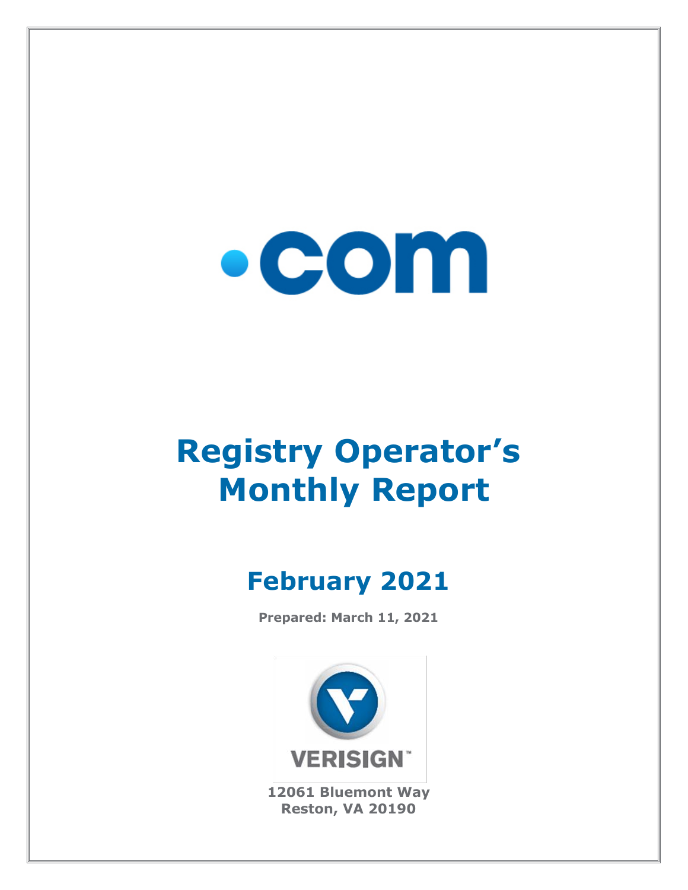.com

# Registry Operator's Monthly Report

## February 2021

**Prepared: March 11, 2021**

VERISIGN™

**12061 Bluemont Way**
**Reston, VA 20190**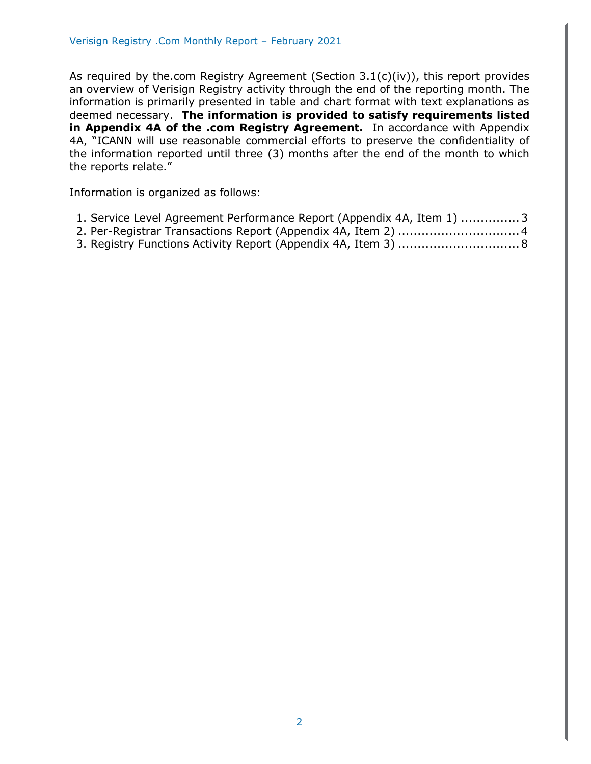As required by the.com Registry Agreement (Section 3.1(c)(iv)), this report provides an overview of Verisign Registry activity through the end of the reporting month. The information is primarily presented in table and chart format with text explanations as deemed necessary. **The information is provided to satisfy requirements listed in Appendix 4A of the .com Registry Agreement.** In accordance with Appendix 4A, "ICANN will use reasonable commercial efforts to preserve the confidentiality of the information reported until three (3) months after the end of the month to which the reports relate."

Information is organized as follows:

1. Service Level Agreement Performance Report (Appendix 4A, Item 1) ............... 3
2. Per-Registrar Transactions Report (Appendix 4A, Item 2) ............................... 4
3. Registry Functions Activity Report (Appendix 4A, Item 3) ............................... 8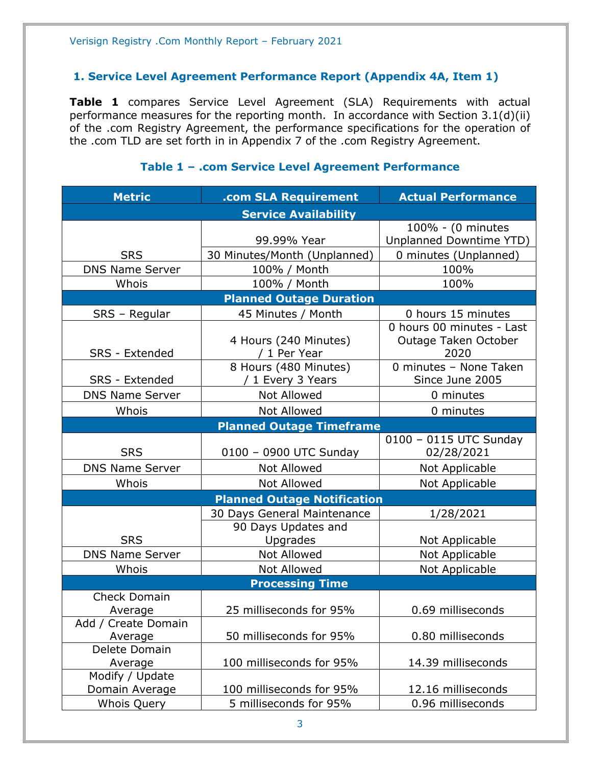## 1. Service Level Agreement Performance Report (Appendix 4A, Item 1)

**Table 1** compares Service Level Agreement (SLA) Requirements with actual performance measures for the reporting month. In accordance with Section 3.1(d)(ii) of the .com Registry Agreement, the performance specifications for the operation of the .com TLD are set forth in in Appendix 7 of the .com Registry Agreement.

### Table 1 – .com Service Level Agreement Performance

| Metric | .com SLA Requirement | Actual Performance |
|---|---|---|
| **Service Availability** | | |
| SRS | 99.99% Year | 100% - (0 minutes Unplanned Downtime YTD) |
| | 30 Minutes/Month (Unplanned) | 0 minutes (Unplanned) |
| DNS Name Server | 100% / Month | 100% |
| Whois | 100% / Month | 100% |
| **Planned Outage Duration** | | |
| SRS – Regular | 45 Minutes / Month | 0 hours 15 minutes |
| SRS - Extended | 4 Hours (240 Minutes) / 1 Per Year | 0 hours 00 minutes - Last Outage Taken October 2020 |
| SRS - Extended | 8 Hours (480 Minutes) / 1 Every 3 Years | 0 minutes – None Taken Since June 2005 |
| DNS Name Server | Not Allowed | 0 minutes |
| Whois | Not Allowed | 0 minutes |
| **Planned Outage Timeframe** | | |
| SRS | 0100 – 0900 UTC Sunday | 0100 – 0115 UTC Sunday 02/28/2021 |
| DNS Name Server | Not Allowed | Not Applicable |
| Whois | Not Allowed | Not Applicable |
| **Planned Outage Notification** | | |
| SRS | 30 Days General Maintenance | 1/28/2021 |
| | 90 Days Updates and Upgrades | Not Applicable |
| DNS Name Server | Not Allowed | Not Applicable |
| Whois | Not Allowed | Not Applicable |
| **Processing Time** | | |
| Check Domain Average | 25 milliseconds for 95% | 0.69 milliseconds |
| Add / Create Domain Average | 50 milliseconds for 95% | 0.80 milliseconds |
| Delete Domain Average | 100 milliseconds for 95% | 14.39 milliseconds |
| Modify / Update Domain Average | 100 milliseconds for 95% | 12.16 milliseconds |
| Whois Query | 5 milliseconds for 95% | 0.96 milliseconds |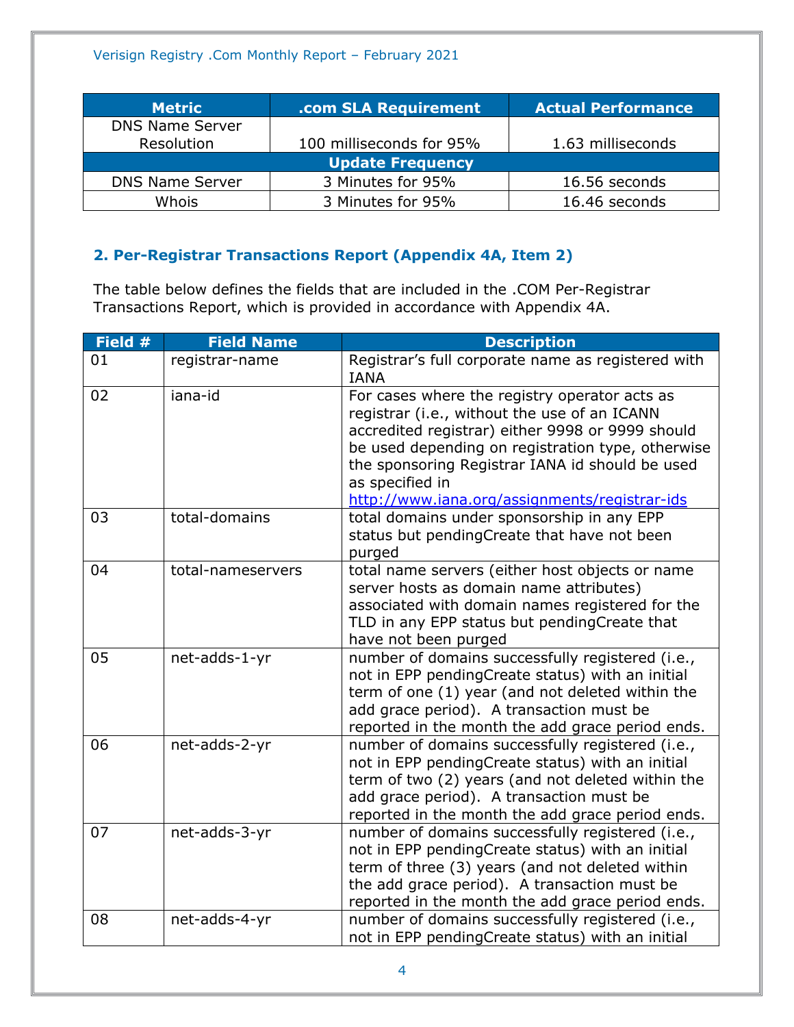| Metric | .com SLA Requirement | Actual Performance |
|---|---|---|
| DNS Name Server Resolution | 100 milliseconds for 95% | 1.63 milliseconds |
| **Update Frequency** | | |
| DNS Name Server | 3 Minutes for 95% | 16.56 seconds |
| Whois | 3 Minutes for 95% | 16.46 seconds |

### 2. Per-Registrar Transactions Report (Appendix 4A, Item 2)

The table below defines the fields that are included in the .COM Per-Registrar Transactions Report, which is provided in accordance with Appendix 4A.

| Field # | Field Name | Description |
|---|---|---|
| 01 | registrar-name | Registrar's full corporate name as registered with IANA |
| 02 | iana-id | For cases where the registry operator acts as registrar (i.e., without the use of an ICANN accredited registrar) either 9998 or 9999 should be used depending on registration type, otherwise the sponsoring Registrar IANA id should be used as specified in http://www.iana.org/assignments/registrar-ids |
| 03 | total-domains | total domains under sponsorship in any EPP status but pendingCreate that have not been purged |
| 04 | total-nameservers | total name servers (either host objects or name server hosts as domain name attributes) associated with domain names registered for the TLD in any EPP status but pendingCreate that have not been purged |
| 05 | net-adds-1-yr | number of domains successfully registered (i.e., not in EPP pendingCreate status) with an initial term of one (1) year (and not deleted within the add grace period). A transaction must be reported in the month the add grace period ends. |
| 06 | net-adds-2-yr | number of domains successfully registered (i.e., not in EPP pendingCreate status) with an initial term of two (2) years (and not deleted within the add grace period). A transaction must be reported in the month the add grace period ends. |
| 07 | net-adds-3-yr | number of domains successfully registered (i.e., not in EPP pendingCreate status) with an initial term of three (3) years (and not deleted within the add grace period). A transaction must be reported in the month the add grace period ends. |
| 08 | net-adds-4-yr | number of domains successfully registered (i.e., not in EPP pendingCreate status) with an initial |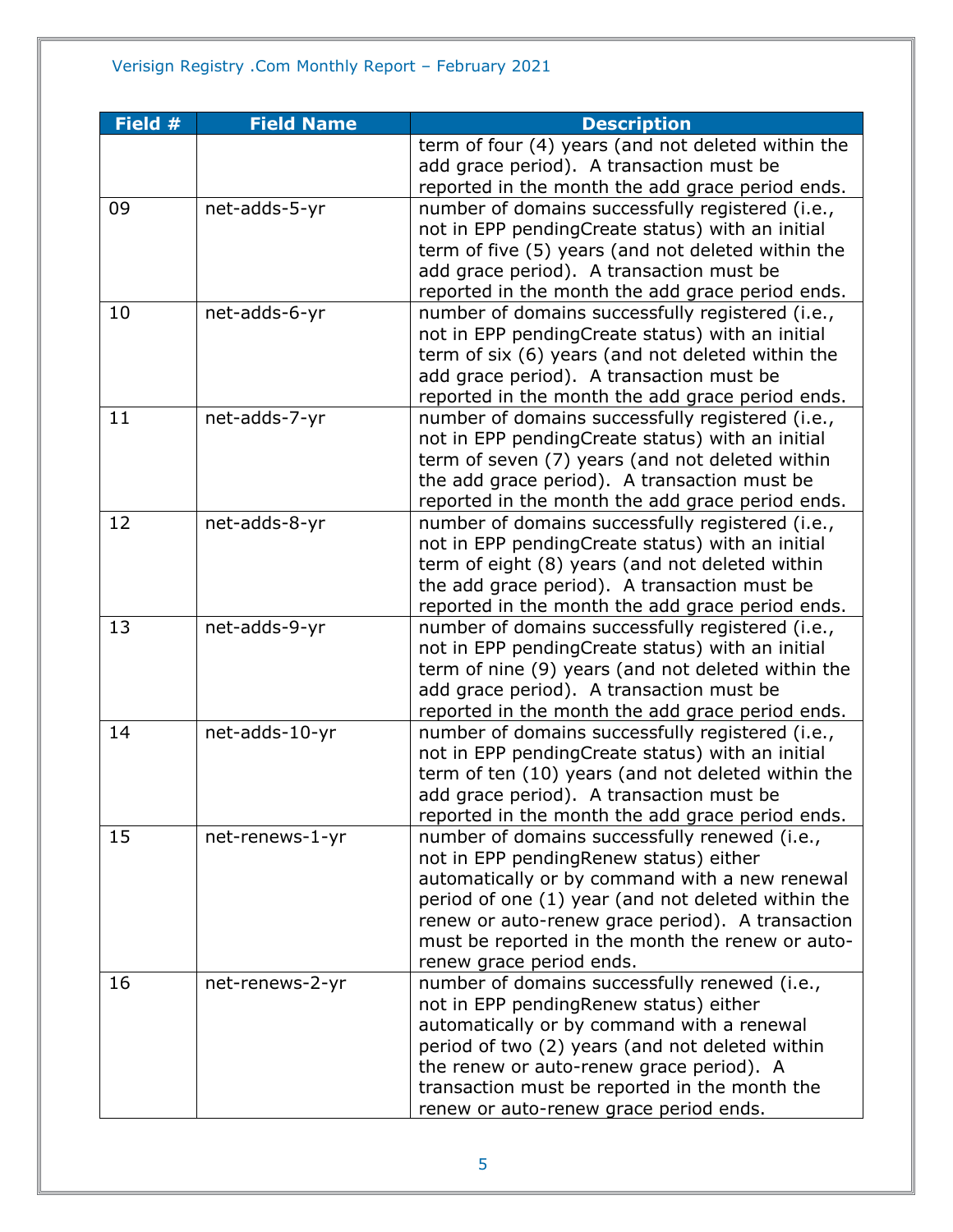| Field # | Field Name | Description |
|---|---|---|
| | | term of four (4) years (and not deleted within the add grace period). A transaction must be reported in the month the add grace period ends. |
| 09 | net-adds-5-yr | number of domains successfully registered (i.e., not in EPP pendingCreate status) with an initial term of five (5) years (and not deleted within the add grace period). A transaction must be reported in the month the add grace period ends. |
| 10 | net-adds-6-yr | number of domains successfully registered (i.e., not in EPP pendingCreate status) with an initial term of six (6) years (and not deleted within the add grace period). A transaction must be reported in the month the add grace period ends. |
| 11 | net-adds-7-yr | number of domains successfully registered (i.e., not in EPP pendingCreate status) with an initial term of seven (7) years (and not deleted within the add grace period). A transaction must be reported in the month the add grace period ends. |
| 12 | net-adds-8-yr | number of domains successfully registered (i.e., not in EPP pendingCreate status) with an initial term of eight (8) years (and not deleted within the add grace period). A transaction must be reported in the month the add grace period ends. |
| 13 | net-adds-9-yr | number of domains successfully registered (i.e., not in EPP pendingCreate status) with an initial term of nine (9) years (and not deleted within the add grace period). A transaction must be reported in the month the add grace period ends. |
| 14 | net-adds-10-yr | number of domains successfully registered (i.e., not in EPP pendingCreate status) with an initial term of ten (10) years (and not deleted within the add grace period). A transaction must be reported in the month the add grace period ends. |
| 15 | net-renews-1-yr | number of domains successfully renewed (i.e., not in EPP pendingRenew status) either automatically or by command with a new renewal period of one (1) year (and not deleted within the renew or auto-renew grace period). A transaction must be reported in the month the renew or auto-renew grace period ends. |
| 16 | net-renews-2-yr | number of domains successfully renewed (i.e., not in EPP pendingRenew status) either automatically or by command with a renewal period of two (2) years (and not deleted within the renew or auto-renew grace period). A transaction must be reported in the month the renew or auto-renew grace period ends. |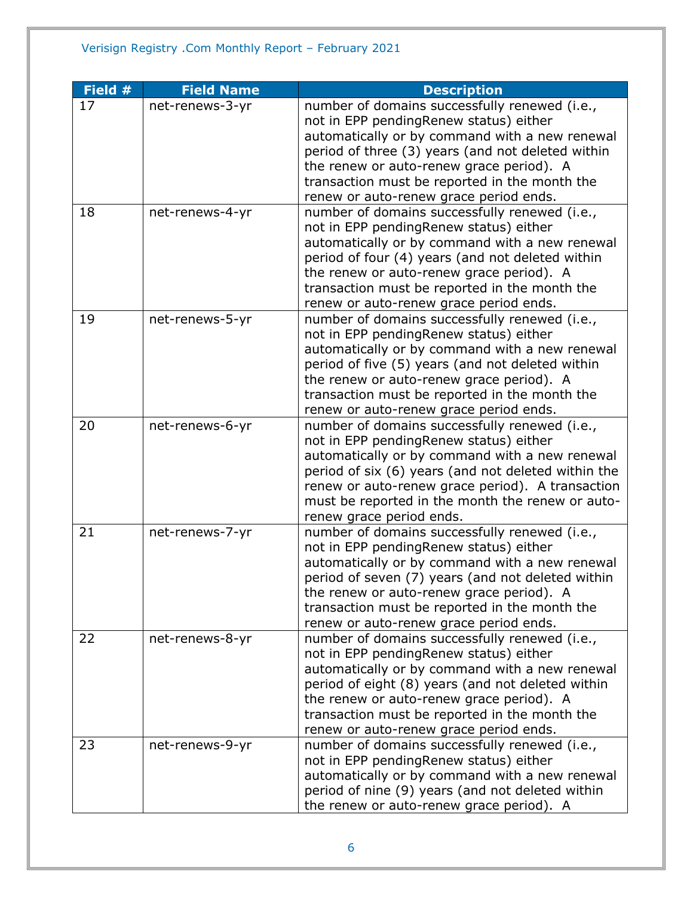| Field # | Field Name | Description |
| --- | --- | --- |
| 17 | net-renews-3-yr | number of domains successfully renewed (i.e., not in EPP pendingRenew status) either automatically or by command with a new renewal period of three (3) years (and not deleted within the renew or auto-renew grace period). A transaction must be reported in the month the renew or auto-renew grace period ends. |
| 18 | net-renews-4-yr | number of domains successfully renewed (i.e., not in EPP pendingRenew status) either automatically or by command with a new renewal period of four (4) years (and not deleted within the renew or auto-renew grace period). A transaction must be reported in the month the renew or auto-renew grace period ends. |
| 19 | net-renews-5-yr | number of domains successfully renewed (i.e., not in EPP pendingRenew status) either automatically or by command with a new renewal period of five (5) years (and not deleted within the renew or auto-renew grace period). A transaction must be reported in the month the renew or auto-renew grace period ends. |
| 20 | net-renews-6-yr | number of domains successfully renewed (i.e., not in EPP pendingRenew status) either automatically or by command with a new renewal period of six (6) years (and not deleted within the renew or auto-renew grace period). A transaction must be reported in the month the renew or auto-renew grace period ends. |
| 21 | net-renews-7-yr | number of domains successfully renewed (i.e., not in EPP pendingRenew status) either automatically or by command with a new renewal period of seven (7) years (and not deleted within the renew or auto-renew grace period). A transaction must be reported in the month the renew or auto-renew grace period ends. |
| 22 | net-renews-8-yr | number of domains successfully renewed (i.e., not in EPP pendingRenew status) either automatically or by command with a new renewal period of eight (8) years (and not deleted within the renew or auto-renew grace period). A transaction must be reported in the month the renew or auto-renew grace period ends. |
| 23 | net-renews-9-yr | number of domains successfully renewed (i.e., not in EPP pendingRenew status) either automatically or by command with a new renewal period of nine (9) years (and not deleted within the renew or auto-renew grace period). A |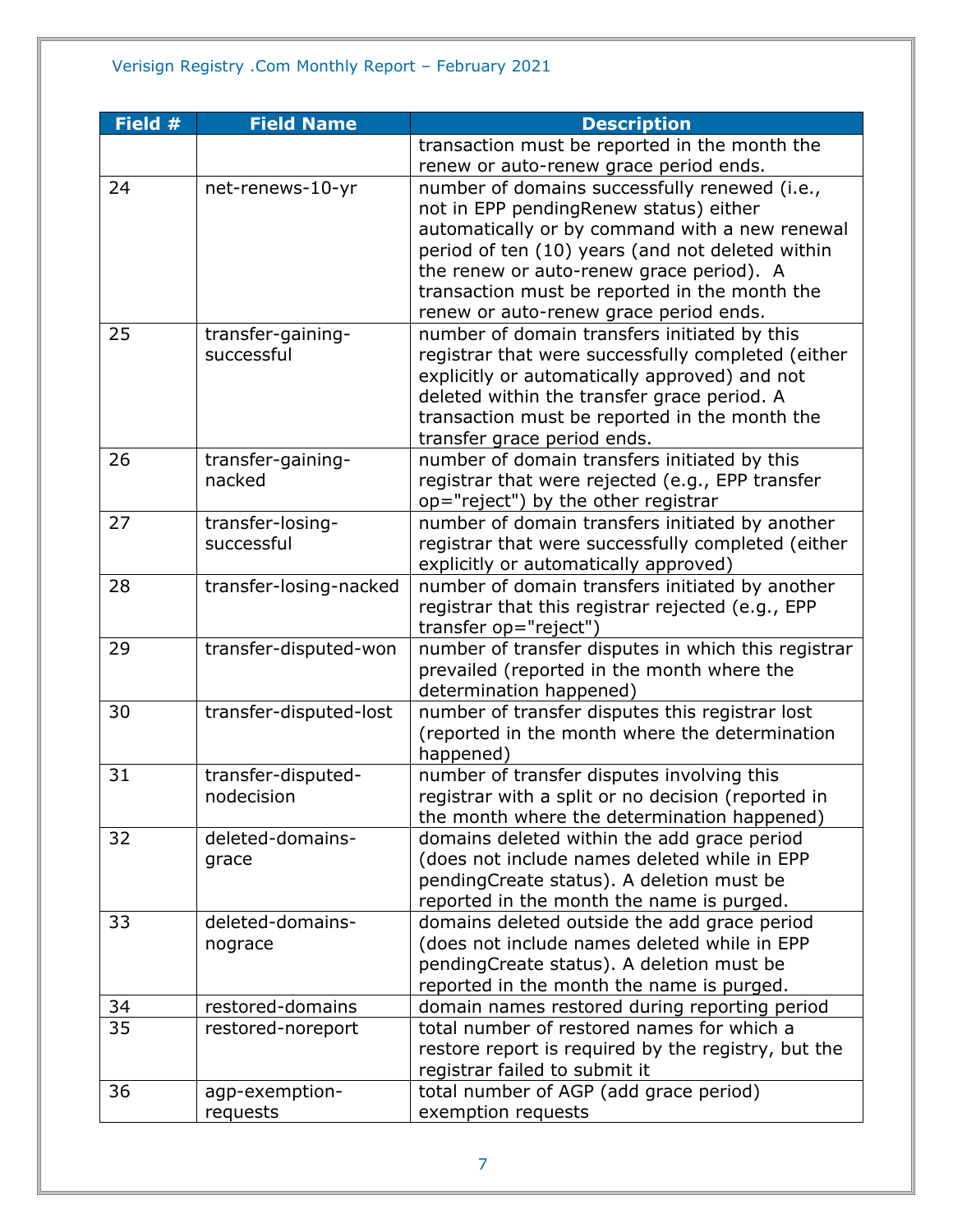| Field # | Field Name | Description |
|---|---|---|
| | | transaction must be reported in the month the renew or auto-renew grace period ends. |
| 24 | net-renews-10-yr | number of domains successfully renewed (i.e., not in EPP pendingRenew status) either automatically or by command with a new renewal period of ten (10) years (and not deleted within the renew or auto-renew grace period). A transaction must be reported in the month the renew or auto-renew grace period ends. |
| 25 | transfer-gaining-successful | number of domain transfers initiated by this registrar that were successfully completed (either explicitly or automatically approved) and not deleted within the transfer grace period. A transaction must be reported in the month the transfer grace period ends. |
| 26 | transfer-gaining-nacked | number of domain transfers initiated by this registrar that were rejected (e.g., EPP transfer op="reject") by the other registrar |
| 27 | transfer-losing-successful | number of domain transfers initiated by another registrar that were successfully completed (either explicitly or automatically approved) |
| 28 | transfer-losing-nacked | number of domain transfers initiated by another registrar that this registrar rejected (e.g., EPP transfer op="reject") |
| 29 | transfer-disputed-won | number of transfer disputes in which this registrar prevailed (reported in the month where the determination happened) |
| 30 | transfer-disputed-lost | number of transfer disputes this registrar lost (reported in the month where the determination happened) |
| 31 | transfer-disputed-nodecision | number of transfer disputes involving this registrar with a split or no decision (reported in the month where the determination happened) |
| 32 | deleted-domains-grace | domains deleted within the add grace period (does not include names deleted while in EPP pendingCreate status). A deletion must be reported in the month the name is purged. |
| 33 | deleted-domains-nograce | domains deleted outside the add grace period (does not include names deleted while in EPP pendingCreate status). A deletion must be reported in the month the name is purged. |
| 34 | restored-domains | domain names restored during reporting period |
| 35 | restored-noreport | total number of restored names for which a restore report is required by the registry, but the registrar failed to submit it |
| 36 | agp-exemption-requests | total number of AGP (add grace period) exemption requests |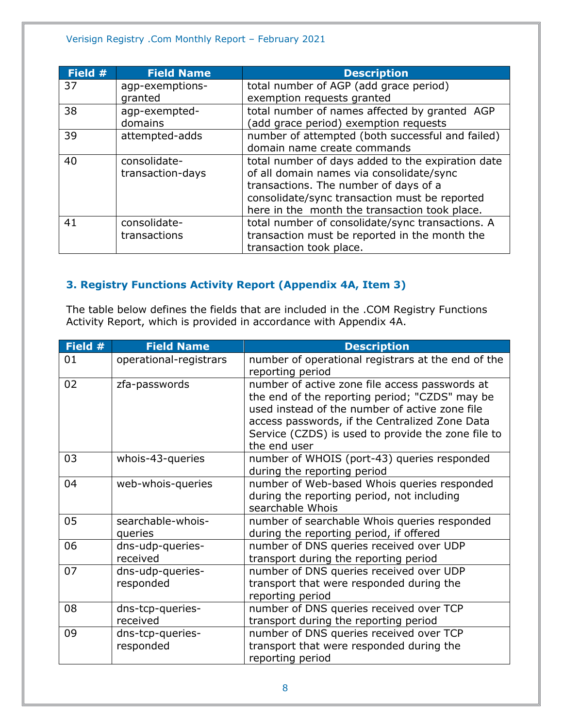| Field # | Field Name | Description |
|---|---|---|
| 37 | agp-exemptions-granted | total number of AGP (add grace period) exemption requests granted |
| 38 | agp-exempted-domains | total number of names affected by granted AGP (add grace period) exemption requests |
| 39 | attempted-adds | number of attempted (both successful and failed) domain name create commands |
| 40 | consolidate-transaction-days | total number of days added to the expiration date of all domain names via consolidate/sync transactions. The number of days of a consolidate/sync transaction must be reported here in the month the transaction took place. |
| 41 | consolidate-transactions | total number of consolidate/sync transactions. A transaction must be reported in the month the transaction took place. |

### 3. Registry Functions Activity Report (Appendix 4A, Item 3)

The table below defines the fields that are included in the .COM Registry Functions Activity Report, which is provided in accordance with Appendix 4A.

| Field # | Field Name | Description |
|---|---|---|
| 01 | operational-registrars | number of operational registrars at the end of the reporting period |
| 02 | zfa-passwords | number of active zone file access passwords at the end of the reporting period; "CZDS" may be used instead of the number of active zone file access passwords, if the Centralized Zone Data Service (CZDS) is used to provide the zone file to the end user |
| 03 | whois-43-queries | number of WHOIS (port-43) queries responded during the reporting period |
| 04 | web-whois-queries | number of Web-based Whois queries responded during the reporting period, not including searchable Whois |
| 05 | searchable-whois-queries | number of searchable Whois queries responded during the reporting period, if offered |
| 06 | dns-udp-queries-received | number of DNS queries received over UDP transport during the reporting period |
| 07 | dns-udp-queries-responded | number of DNS queries received over UDP transport that were responded during the reporting period |
| 08 | dns-tcp-queries-received | number of DNS queries received over TCP transport during the reporting period |
| 09 | dns-tcp-queries-responded | number of DNS queries received over TCP transport that were responded during the reporting period |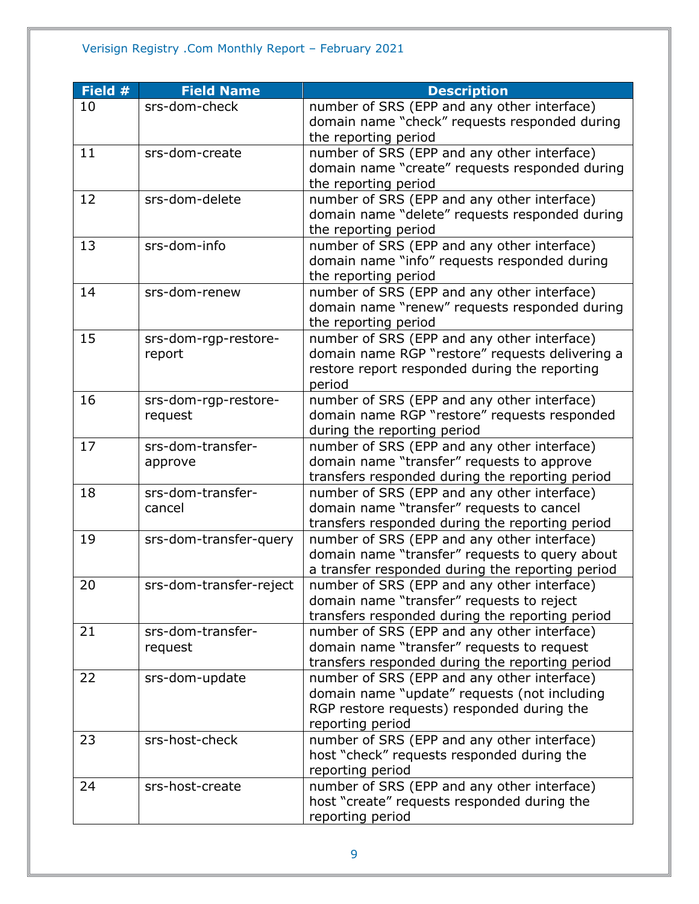| Field # | Field Name | Description |
| --- | --- | --- |
| 10 | srs-dom-check | number of SRS (EPP and any other interface) domain name “check” requests responded during the reporting period |
| 11 | srs-dom-create | number of SRS (EPP and any other interface) domain name “create” requests responded during the reporting period |
| 12 | srs-dom-delete | number of SRS (EPP and any other interface) domain name “delete” requests responded during the reporting period |
| 13 | srs-dom-info | number of SRS (EPP and any other interface) domain name “info” requests responded during the reporting period |
| 14 | srs-dom-renew | number of SRS (EPP and any other interface) domain name “renew” requests responded during the reporting period |
| 15 | srs-dom-rgp-restore-report | number of SRS (EPP and any other interface) domain name RGP “restore” requests delivering a restore report responded during the reporting period |
| 16 | srs-dom-rgp-restore-request | number of SRS (EPP and any other interface) domain name RGP “restore” requests responded during the reporting period |
| 17 | srs-dom-transfer-approve | number of SRS (EPP and any other interface) domain name “transfer” requests to approve transfers responded during the reporting period |
| 18 | srs-dom-transfer-cancel | number of SRS (EPP and any other interface) domain name “transfer” requests to cancel transfers responded during the reporting period |
| 19 | srs-dom-transfer-query | number of SRS (EPP and any other interface) domain name “transfer” requests to query about a transfer responded during the reporting period |
| 20 | srs-dom-transfer-reject | number of SRS (EPP and any other interface) domain name “transfer” requests to reject transfers responded during the reporting period |
| 21 | srs-dom-transfer-request | number of SRS (EPP and any other interface) domain name “transfer” requests to request transfers responded during the reporting period |
| 22 | srs-dom-update | number of SRS (EPP and any other interface) domain name “update” requests (not including RGP restore requests) responded during the reporting period |
| 23 | srs-host-check | number of SRS (EPP and any other interface) host “check” requests responded during the reporting period |
| 24 | srs-host-create | number of SRS (EPP and any other interface) host “create” requests responded during the reporting period |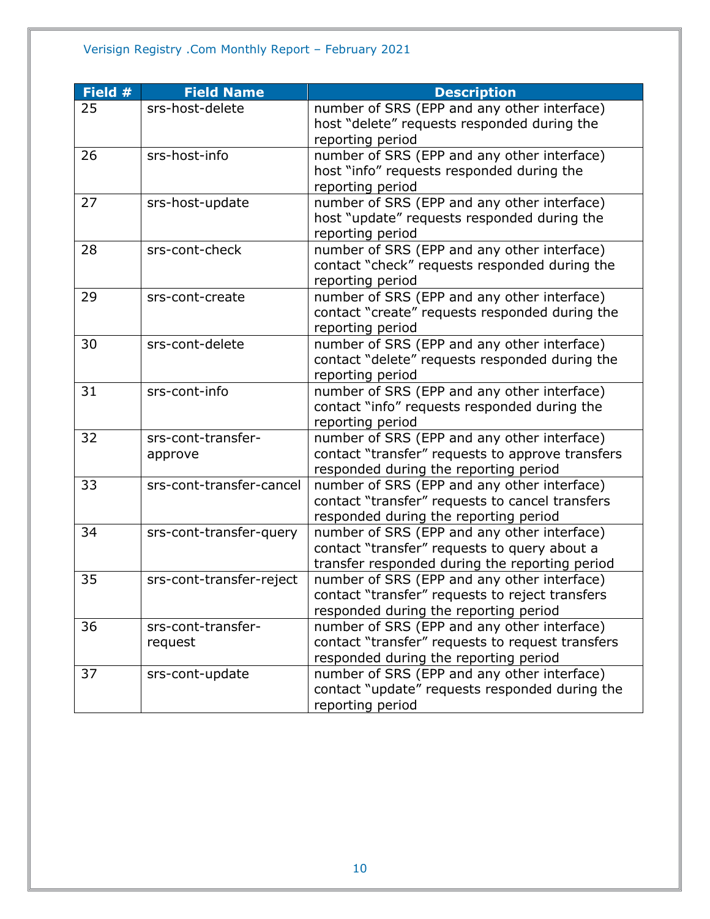| Field # | Field Name | Description |
|---|---|---|
| 25 | srs-host-delete | number of SRS (EPP and any other interface) host “delete” requests responded during the reporting period |
| 26 | srs-host-info | number of SRS (EPP and any other interface) host “info” requests responded during the reporting period |
| 27 | srs-host-update | number of SRS (EPP and any other interface) host “update” requests responded during the reporting period |
| 28 | srs-cont-check | number of SRS (EPP and any other interface) contact “check” requests responded during the reporting period |
| 29 | srs-cont-create | number of SRS (EPP and any other interface) contact “create” requests responded during the reporting period |
| 30 | srs-cont-delete | number of SRS (EPP and any other interface) contact “delete” requests responded during the reporting period |
| 31 | srs-cont-info | number of SRS (EPP and any other interface) contact “info” requests responded during the reporting period |
| 32 | srs-cont-transfer-approve | number of SRS (EPP and any other interface) contact “transfer” requests to approve transfers responded during the reporting period |
| 33 | srs-cont-transfer-cancel | number of SRS (EPP and any other interface) contact “transfer” requests to cancel transfers responded during the reporting period |
| 34 | srs-cont-transfer-query | number of SRS (EPP and any other interface) contact “transfer” requests to query about a transfer responded during the reporting period |
| 35 | srs-cont-transfer-reject | number of SRS (EPP and any other interface) contact “transfer” requests to reject transfers responded during the reporting period |
| 36 | srs-cont-transfer-request | number of SRS (EPP and any other interface) contact “transfer” requests to request transfers responded during the reporting period |
| 37 | srs-cont-update | number of SRS (EPP and any other interface) contact “update” requests responded during the reporting period |